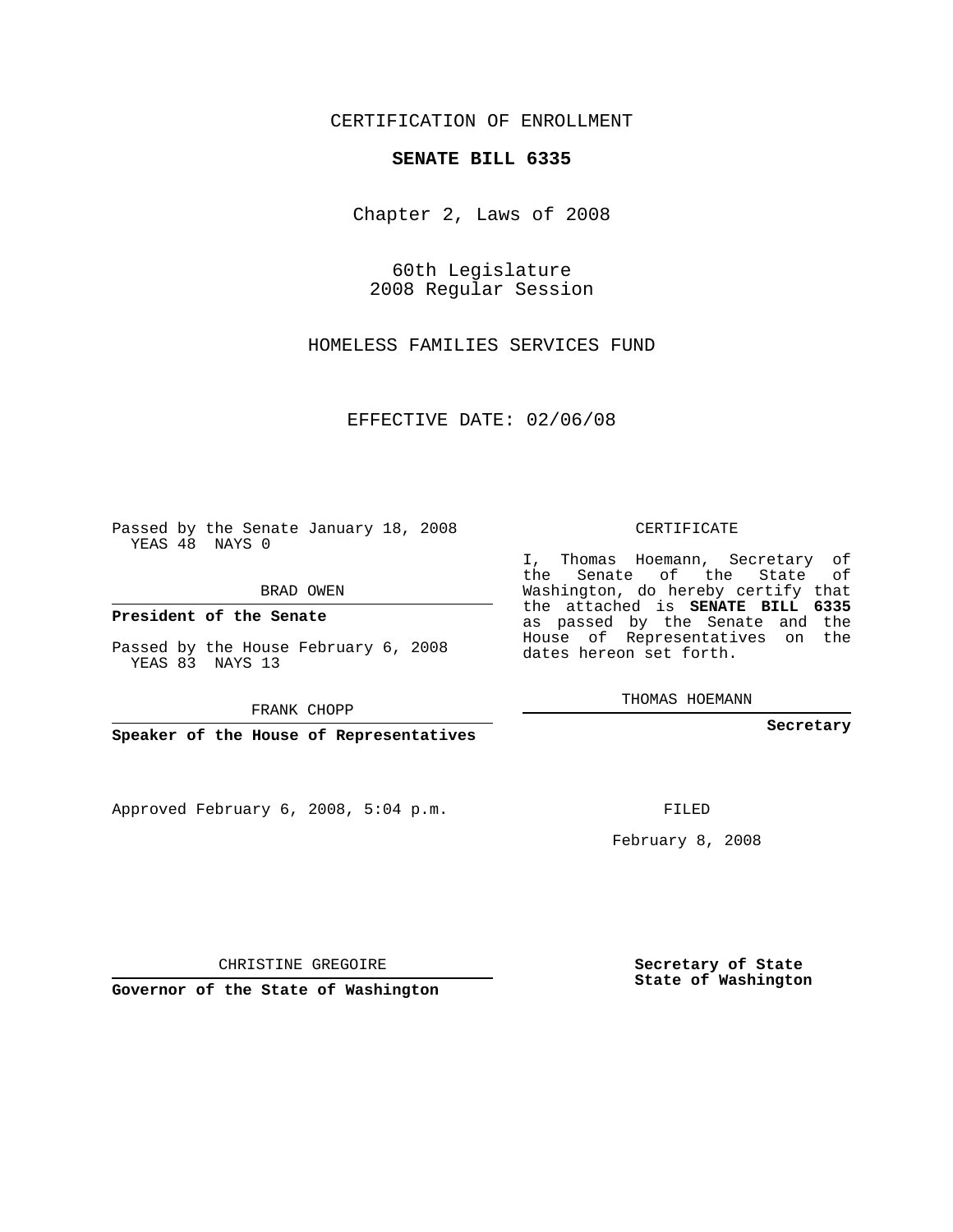CERTIFICATION OF ENROLLMENT

**SENATE BILL 6335**

Chapter 2, Laws of 2008

60th Legislature
2008 Regular Session

HOMELESS FAMILIES SERVICES FUND

EFFECTIVE DATE: 02/06/08

Passed by the Senate January 18, 2008
YEAS 48 NAYS 0

BRAD OWEN

**President of the Senate**

Passed by the House February 6, 2008
YEAS 83 NAYS 13

FRANK CHOPP

**Speaker of the House of Representatives**

Approved February 6, 2008, 5:04 p.m.

CHRISTINE GREGOIRE

**Governor of the State of Washington**

CERTIFICATE

I, Thomas Hoemann, Secretary of the Senate of the State of Washington, do hereby certify that the attached is **SENATE BILL 6335** as passed by the Senate and the House of Representatives on the dates hereon set forth.

THOMAS HOEMANN

**Secretary**

FILED

February 8, 2008

**Secretary of State**
**State of Washington**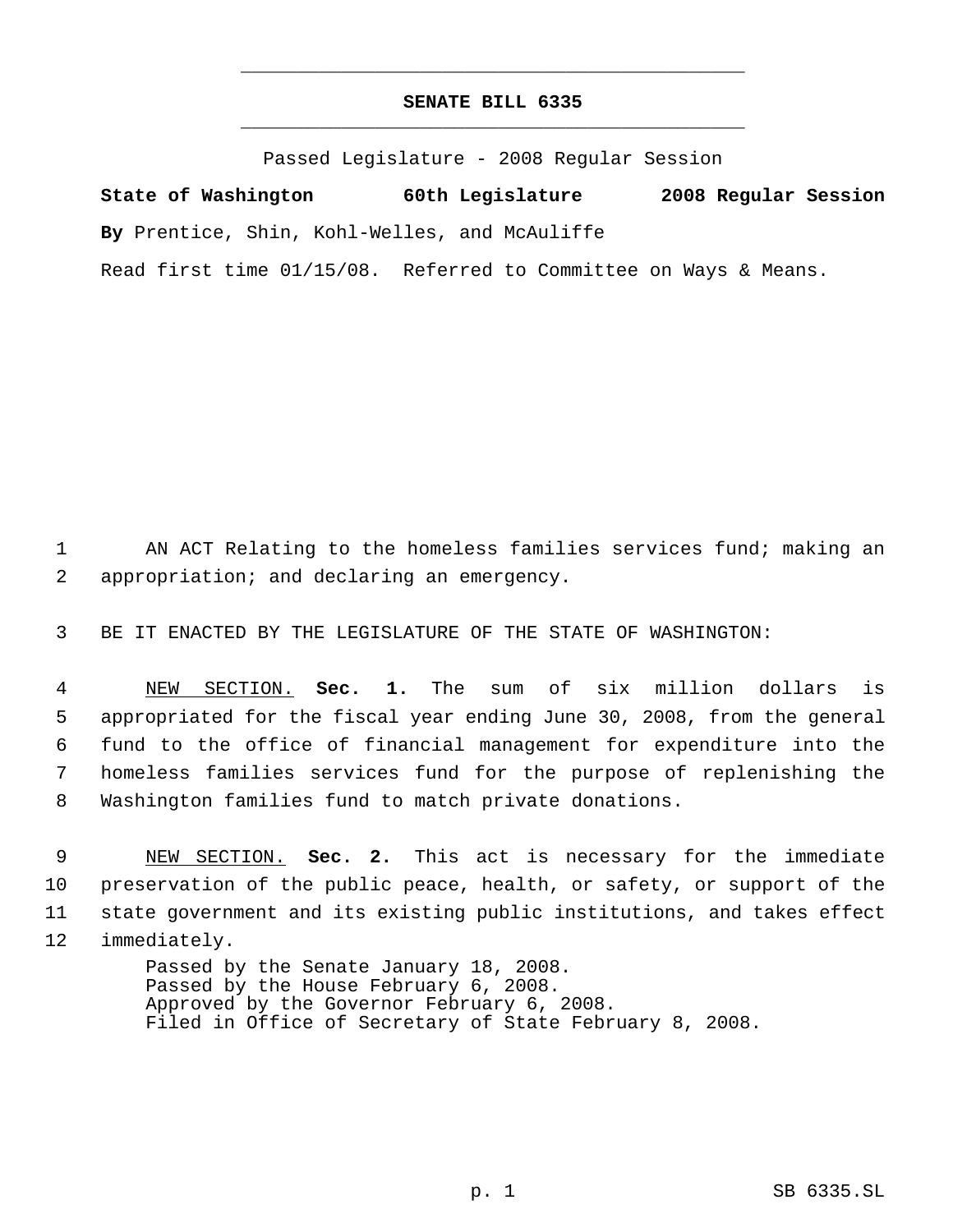# SENATE BILL 6335

Passed Legislature - 2008 Regular Session

**State of Washington 60th Legislature 2008 Regular Session**

**By** Prentice, Shin, Kohl-Welles, and McAuliffe

Read first time 01/15/08. Referred to Committee on Ways & Means.

AN ACT Relating to the homeless families services fund; making an appropriation; and declaring an emergency.

BE IT ENACTED BY THE LEGISLATURE OF THE STATE OF WASHINGTON:

NEW SECTION. **Sec. 1.** The sum of six million dollars is appropriated for the fiscal year ending June 30, 2008, from the general fund to the office of financial management for expenditure into the homeless families services fund for the purpose of replenishing the Washington families fund to match private donations.

NEW SECTION. **Sec. 2.** This act is necessary for the immediate preservation of the public peace, health, or safety, or support of the state government and its existing public institutions, and takes effect immediately.

Passed by the Senate January 18, 2008.
Passed by the House February 6, 2008.
Approved by the Governor February 6, 2008.
Filed in Office of Secretary of State February 8, 2008.